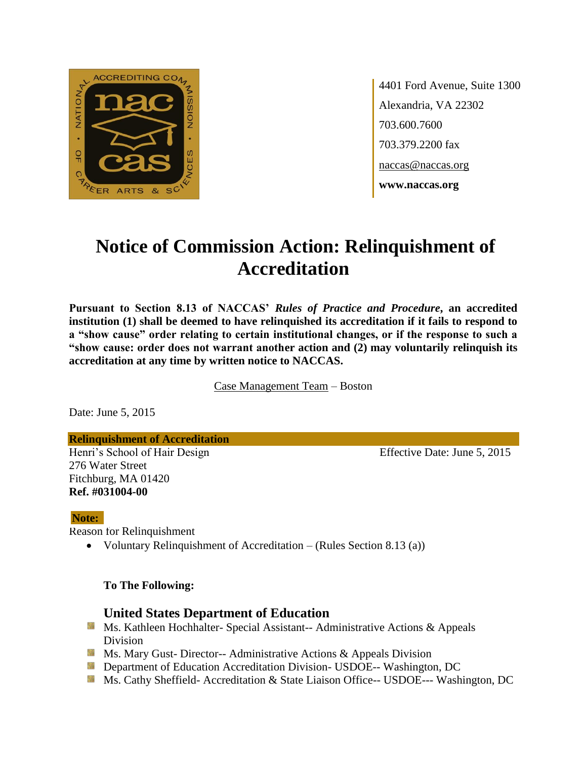4401 Ford Avenue, Suite 1300
Alexandria, VA 22302
703.600.7600
703.379.2200 fax
naccas@naccas.org
**www.naccas.org**

# Notice of Commission Action: Relinquishment of Accreditation

**Pursuant to Section 8.13 of NACCAS' *Rules of Practice and Procedure*, an accredited institution (1) shall be deemed to have relinquished its accreditation if it fails to respond to a "show cause" order relating to certain institutional changes, or if the response to such a "show cause: order does not warrant another action and (2) may voluntarily relinquish its accreditation at any time by written notice to NACCAS.**

Case Management Team – Boston

Date: June 5, 2015

**Relinquishment of Accreditation**

Henri's School of Hair Design
276 Water Street
Fitchburg, MA 01420
**Ref. #031004-00**

Effective Date: June 5, 2015

**Note:**

Reason for Relinquishment

- Voluntary Relinquishment of Accreditation – (Rules Section 8.13 (a))

**To The Following:**

### United States Department of Education

- Ms. Kathleen Hochhalter- Special Assistant-- Administrative Actions & Appeals Division
- Ms. Mary Gust- Director-- Administrative Actions & Appeals Division
- Department of Education Accreditation Division- USDOE-- Washington, DC
- Ms. Cathy Sheffield- Accreditation & State Liaison Office-- USDOE--- Washington, DC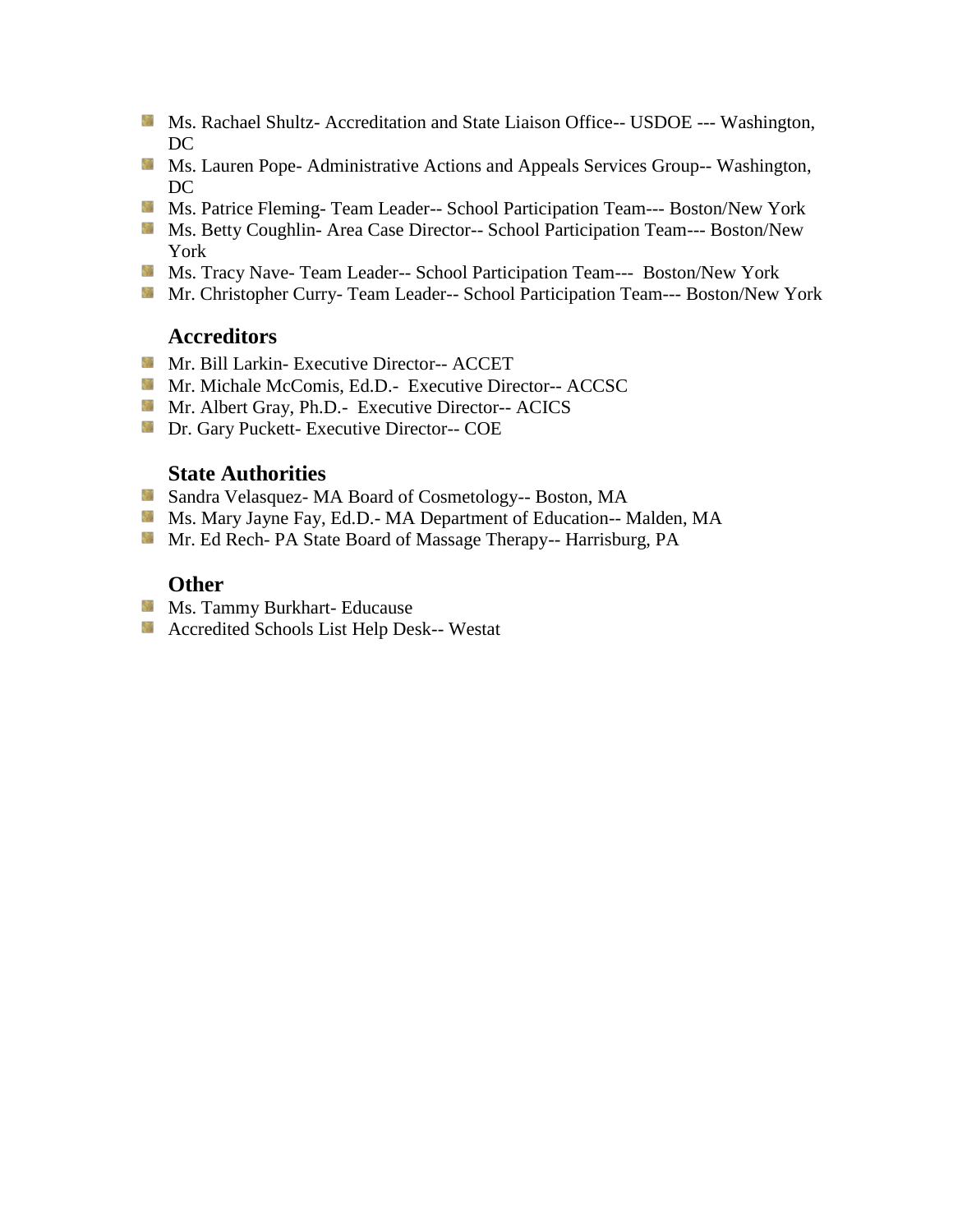- Ms. Rachael Shultz- Accreditation and State Liaison Office-- USDOE --- Washington, DC
- Ms. Lauren Pope- Administrative Actions and Appeals Services Group-- Washington, DC
- Ms. Patrice Fleming- Team Leader-- School Participation Team--- Boston/New York
- Ms. Betty Coughlin- Area Case Director-- School Participation Team--- Boston/New York
- Ms. Tracy Nave- Team Leader-- School Participation Team--- Boston/New York
- Mr. Christopher Curry- Team Leader-- School Participation Team--- Boston/New York

### Accreditors

- Mr. Bill Larkin- Executive Director-- ACCET
- Mr. Michale McComis, Ed.D.- Executive Director-- ACCSC
- Mr. Albert Gray, Ph.D.- Executive Director-- ACICS
- Dr. Gary Puckett- Executive Director-- COE

### State Authorities

- Sandra Velasquez- MA Board of Cosmetology-- Boston, MA
- Ms. Mary Jayne Fay, Ed.D.- MA Department of Education-- Malden, MA
- Mr. Ed Rech- PA State Board of Massage Therapy-- Harrisburg, PA

### Other

- Ms. Tammy Burkhart- Educause
- Accredited Schools List Help Desk-- Westat